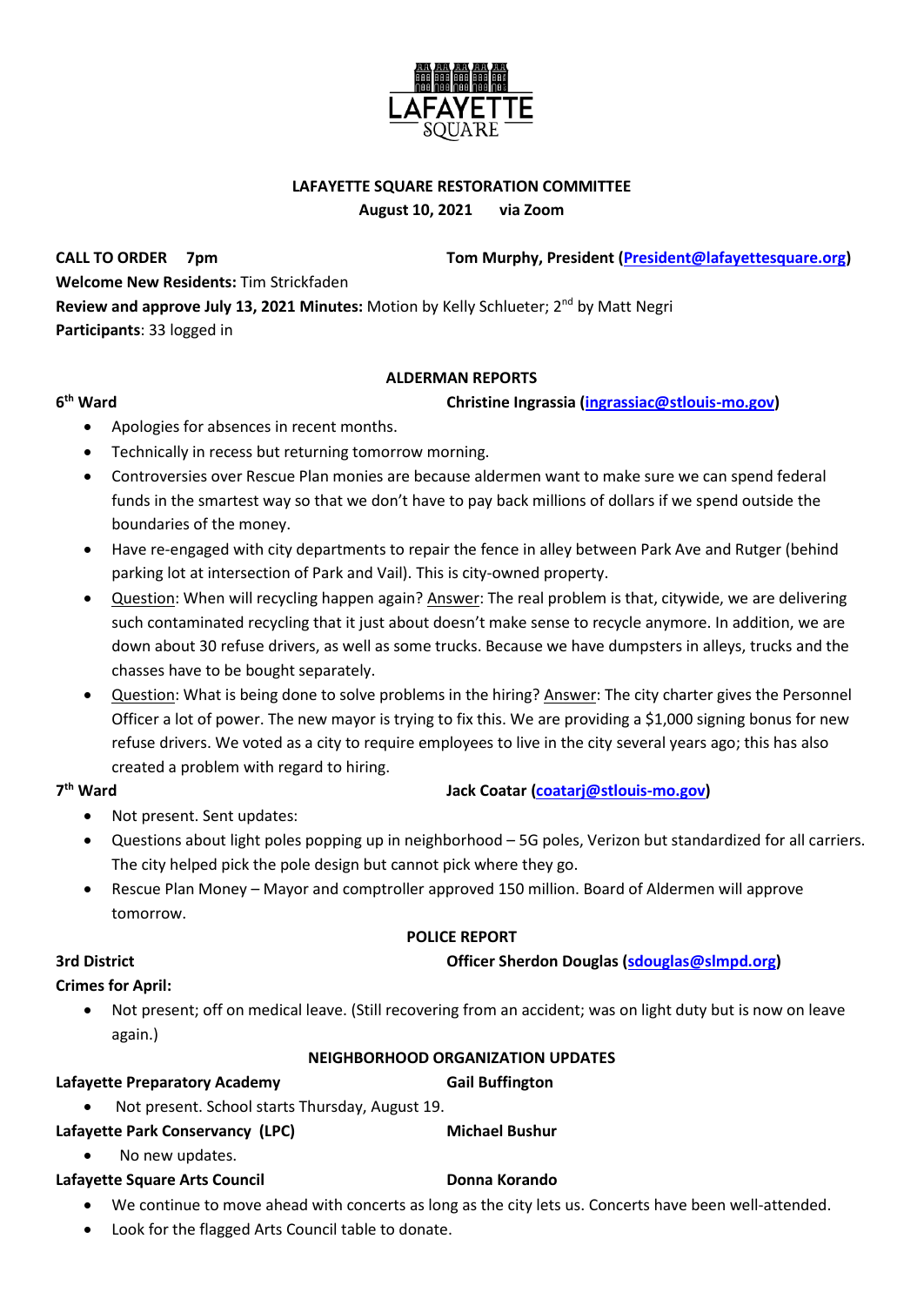**LAFAYETTE SQUARE RESTORATION COMMITTEE**

**August 10, 2021 via Zoom**

**CALL TO ORDER 7pm** **Tom Murphy, President (President@lafayettesquare.org)**

**Welcome New Residents:** Tim Strickfaden

**Review and approve July 13, 2021 Minutes:** Motion by Kelly Schlueter; 2nd by Matt Negri

**Participants**: 33 logged in

## ALDERMAN REPORTS

**6th Ward** **Christine Ingrassia (ingrassiac@stlouis-mo.gov)**

- Apologies for absences in recent months.
- Technically in recess but returning tomorrow morning.
- Controversies over Rescue Plan monies are because aldermen want to make sure we can spend federal funds in the smartest way so that we don't have to pay back millions of dollars if we spend outside the boundaries of the money.
- Have re-engaged with city departments to repair the fence in alley between Park Ave and Rutger (behind parking lot at intersection of Park and Vail). This is city-owned property.
- Question: When will recycling happen again? Answer: The real problem is that, citywide, we are delivering such contaminated recycling that it just about doesn't make sense to recycle anymore. In addition, we are down about 30 refuse drivers, as well as some trucks. Because we have dumpsters in alleys, trucks and the chasses have to be bought separately.
- Question: What is being done to solve problems in the hiring? Answer: The city charter gives the Personnel Officer a lot of power. The new mayor is trying to fix this. We are providing a $1,000 signing bonus for new refuse drivers. We voted as a city to require employees to live in the city several years ago; this has also created a problem with regard to hiring.

**7th Ward** **Jack Coatar (coatarj@stlouis-mo.gov)**

- Not present. Sent updates:
- Questions about light poles popping up in neighborhood – 5G poles, Verizon but standardized for all carriers. The city helped pick the pole design but cannot pick where they go.
- Rescue Plan Money – Mayor and comptroller approved 150 million. Board of Aldermen will approve tomorrow.

## POLICE REPORT

**3rd District** **Officer Sherdon Douglas (sdouglas@slmpd.org)**

**Crimes for April:**

- Not present; off on medical leave. (Still recovering from an accident; was on light duty but is now on leave again.)

## NEIGHBORHOOD ORGANIZATION UPDATES

**Lafayette Preparatory Academy** **Gail Buffington**

- Not present. School starts Thursday, August 19.

**Lafayette Park Conservancy (LPC)** **Michael Bushur**

- No new updates.

**Lafayette Square Arts Council** **Donna Korando**

- We continue to move ahead with concerts as long as the city lets us. Concerts have been well-attended.
- Look for the flagged Arts Council table to donate.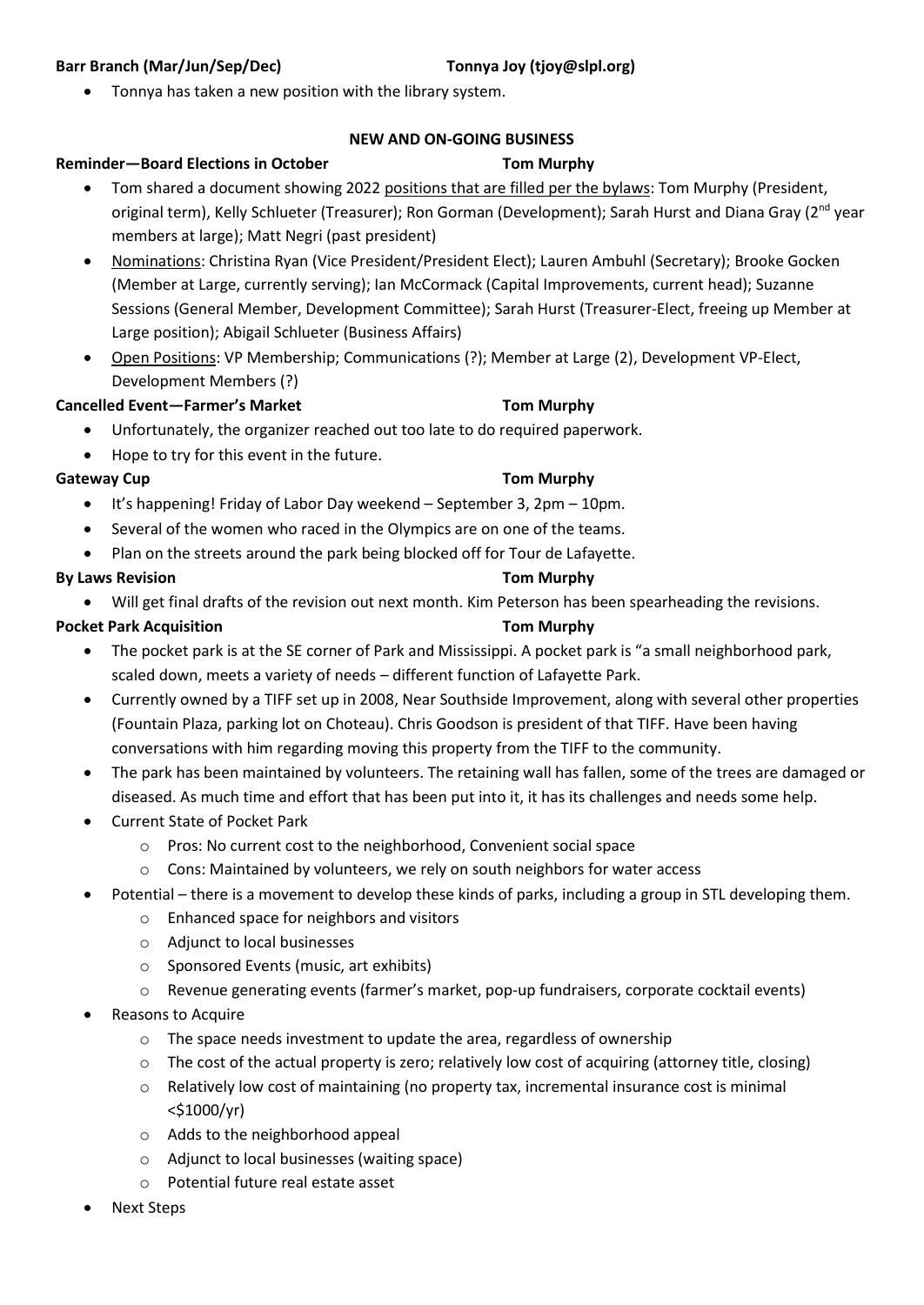**Barr Branch (Mar/Jun/Sep/Dec)** **Tonnya Joy (tjoy@slpl.org)**

- Tonnya has taken a new position with the library system.

**NEW AND ON-GOING BUSINESS**

**Reminder—Board Elections in October** **Tom Murphy**

- Tom shared a document showing 2022 positions that are filled per the bylaws: Tom Murphy (President, original term), Kelly Schlueter (Treasurer); Ron Gorman (Development); Sarah Hurst and Diana Gray (2nd year members at large); Matt Negri (past president)
- Nominations: Christina Ryan (Vice President/President Elect); Lauren Ambuhl (Secretary); Brooke Gocken (Member at Large, currently serving); Ian McCormack (Capital Improvements, current head); Suzanne Sessions (General Member, Development Committee); Sarah Hurst (Treasurer-Elect, freeing up Member at Large position); Abigail Schlueter (Business Affairs)
- Open Positions: VP Membership; Communications (?); Member at Large (2), Development VP-Elect, Development Members (?)

**Cancelled Event—Farmer's Market** **Tom Murphy**

- Unfortunately, the organizer reached out too late to do required paperwork.
- Hope to try for this event in the future.

**Gateway Cup** **Tom Murphy**

- It's happening! Friday of Labor Day weekend – September 3, 2pm – 10pm.
- Several of the women who raced in the Olympics are on one of the teams.
- Plan on the streets around the park being blocked off for Tour de Lafayette.

**By Laws Revision** **Tom Murphy**

- Will get final drafts of the revision out next month. Kim Peterson has been spearheading the revisions.

**Pocket Park Acquisition** **Tom Murphy**

- The pocket park is at the SE corner of Park and Mississippi. A pocket park is "a small neighborhood park, scaled down, meets a variety of needs – different function of Lafayette Park.
- Currently owned by a TIFF set up in 2008, Near Southside Improvement, along with several other properties (Fountain Plaza, parking lot on Choteau). Chris Goodson is president of that TIFF. Have been having conversations with him regarding moving this property from the TIFF to the community.
- The park has been maintained by volunteers. The retaining wall has fallen, some of the trees are damaged or diseased. As much time and effort that has been put into it, it has its challenges and needs some help.
- Current State of Pocket Park
  - Pros: No current cost to the neighborhood, Convenient social space
  - Cons: Maintained by volunteers, we rely on south neighbors for water access
- Potential – there is a movement to develop these kinds of parks, including a group in STL developing them.
  - Enhanced space for neighbors and visitors
  - Adjunct to local businesses
  - Sponsored Events (music, art exhibits)
  - Revenue generating events (farmer's market, pop-up fundraisers, corporate cocktail events)
- Reasons to Acquire
  - The space needs investment to update the area, regardless of ownership
  - The cost of the actual property is zero; relatively low cost of acquiring (attorney title, closing)
  - Relatively low cost of maintaining (no property tax, incremental insurance cost is minimal <$1000/yr)
  - Adds to the neighborhood appeal
  - Adjunct to local businesses (waiting space)
  - Potential future real estate asset
- Next Steps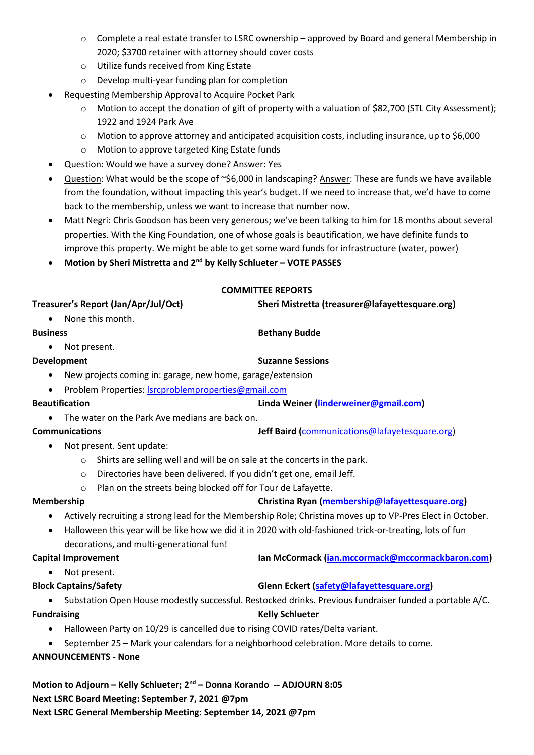- Complete a real estate transfer to LSRC ownership – approved by Board and general Membership in 2020; $3700 retainer with attorney should cover costs
    - Utilize funds received from King Estate
    - Develop multi-year funding plan for completion
- Requesting Membership Approval to Acquire Pocket Park
    - Motion to accept the donation of gift of property with a valuation of $82,700 (STL City Assessment); 1922 and 1924 Park Ave
    - Motion to approve attorney and anticipated acquisition costs, including insurance, up to $6,000
    - Motion to approve targeted King Estate funds
- Question: Would we have a survey done? Answer: Yes
- Question: What would be the scope of ~$6,000 in landscaping? Answer: These are funds we have available from the foundation, without impacting this year's budget. If we need to increase that, we'd have to come back to the membership, unless we want to increase that number now.
- Matt Negri: Chris Goodson has been very generous; we've been talking to him for 18 months about several properties. With the King Foundation, one of whose goals is beautification, we have definite funds to improve this property. We might be able to get some ward funds for infrastructure (water, power)
- **Motion by Sheri Mistretta and 2nd by Kelly Schlueter – VOTE PASSES**

## COMMITTEE REPORTS

**Treasurer's Report (Jan/Apr/Jul/Oct)** — **Sheri Mistretta (treasurer@lafayettesquare.org)**

- None this month.

**Business** — **Bethany Budde**

- Not present.

**Development** — **Suzanne Sessions**

- New projects coming in: garage, new home, garage/extension
- Problem Properties: lsrcproblemproperties@gmail.com

**Beautification** — **Linda Weiner (linderweiner@gmail.com)**

- The water on the Park Ave medians are back on.

**Communications** — **Jeff Baird (communications@lafayetesquare.org)**

- Not present. Sent update:
    - Shirts are selling well and will be on sale at the concerts in the park.
    - Directories have been delivered. If you didn't get one, email Jeff.
    - Plan on the streets being blocked off for Tour de Lafayette.

**Membership** — **Christina Ryan (membership@lafayettesquare.org)**

- Actively recruiting a strong lead for the Membership Role; Christina moves up to VP-Pres Elect in October.
- Halloween this year will be like how we did it in 2020 with old-fashioned trick-or-treating, lots of fun decorations, and multi-generational fun!

**Capital Improvement** — **Ian McCormack (ian.mccormack@mccormackbaron.com)**

- Not present.

**Block Captains/Safety** — **Glenn Eckert (safety@lafayettesquare.org)**

- Substation Open House modestly successful. Restocked drinks. Previous fundraiser funded a portable A/C.

**Fundraising** — **Kelly Schlueter**

- Halloween Party on 10/29 is cancelled due to rising COVID rates/Delta variant.
- September 25 – Mark your calendars for a neighborhood celebration. More details to come.

**ANNOUNCEMENTS - None**

**Motion to Adjourn – Kelly Schlueter; 2nd – Donna Korando -- ADJOURN 8:05**
**Next LSRC Board Meeting: September 7, 2021 @7pm**
**Next LSRC General Membership Meeting: September 14, 2021 @7pm**